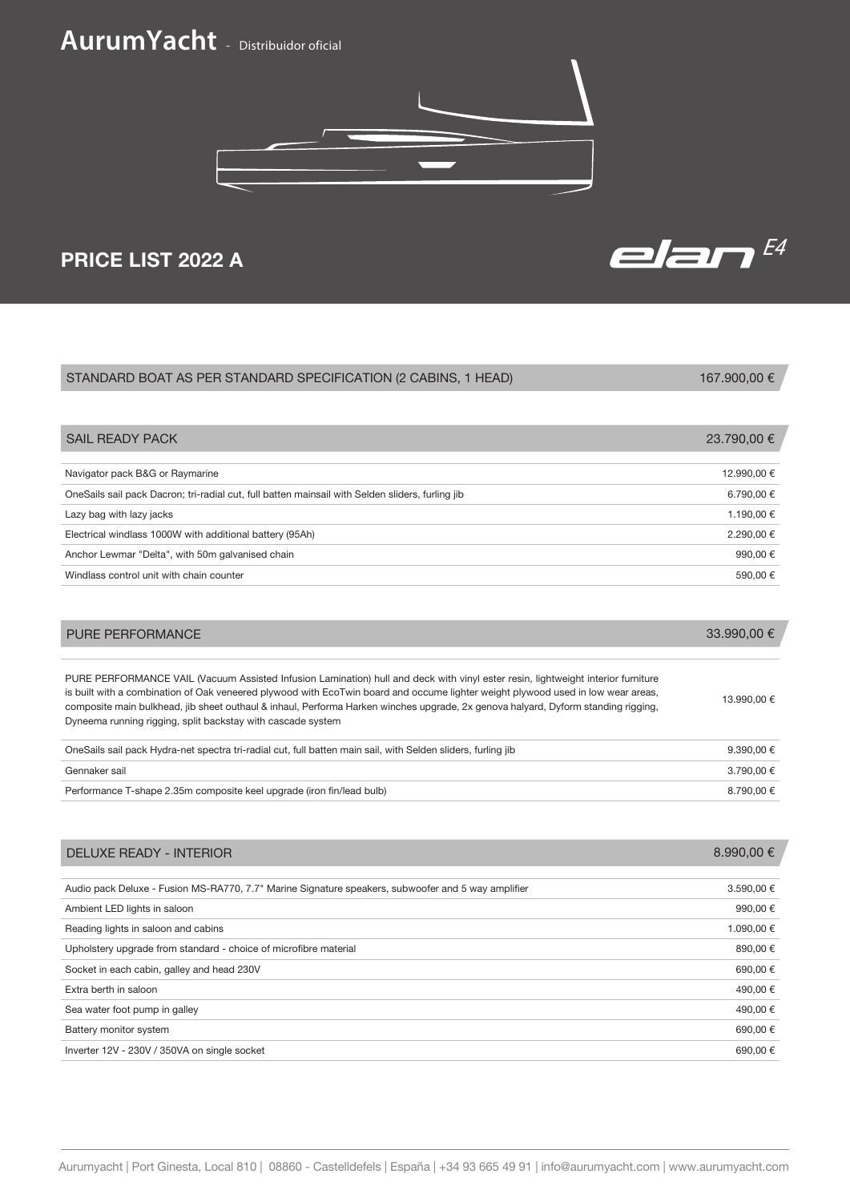# AurumYacht - Distribuidor oficial

## PRICE LIST 2022 A

elan E4

| | |
|---|---|
| STANDARD BOAT AS PER STANDARD SPECIFICATION (2 CABINS, 1 HEAD) | 167.900,00 € |

| SAIL READY PACK | 23.790,00 € |
|---|---|
| Navigator pack B&G or Raymarine | 12.990,00 € |
| OneSails sail pack Dacron; tri-radial cut, full batten mainsail with Selden sliders, furling jib | 6.790,00 € |
| Lazy bag with lazy jacks | 1.190,00 € |
| Electrical windlass 1000W with additional battery (95Ah) | 2.290,00 € |
| Anchor Lewmar "Delta", with 50m galvanised chain | 990,00 € |
| Windlass control unit with chain counter | 590,00 € |

| PURE PERFORMANCE | 33.990,00 € |
|---|---|
| PURE PERFORMANCE VAIL (Vacuum Assisted Infusion Lamination) hull and deck with vinyl ester resin, lightweight interior furniture is built with a combination of Oak veneered plywood with EcoTwin board and occume lighter weight plywood used in low wear areas, composite main bulkhead, jib sheet outhaul & inhaul, Performa Harken winches upgrade, 2x genova halyard, Dyform standing rigging, Dyneema running rigging, split backstay with cascade system | 13.990,00 € |
| OneSails sail pack Hydra-net spectra tri-radial cut, full batten main sail, with Selden sliders, furling jib | 9.390,00 € |
| Gennaker sail | 3.790,00 € |
| Performance T-shape 2.35m composite keel upgrade (iron fin/lead bulb) | 8.790,00 € |

| DELUXE READY - INTERIOR | 8.990,00 € |
|---|---|
| Audio pack Deluxe - Fusion MS-RA770, 7.7" Marine Signature speakers, subwoofer and 5 way amplifier | 3.590,00 € |
| Ambient LED lights in saloon | 990,00 € |
| Reading lights in saloon and cabins | 1.090,00 € |
| Upholstery upgrade from standard - choice of microfibre material | 890,00 € |
| Socket in each cabin, galley and head 230V | 690,00 € |
| Extra berth in saloon | 490,00 € |
| Sea water foot pump in galley | 490,00 € |
| Battery monitor system | 690,00 € |
| Inverter 12V - 230V / 350VA on single socket | 690,00 € |

Aurumyacht | Port Ginesta, Local 810 | 08860 - Castelldefels | España | +34 93 665 49 91 | info@aurumyacht.com | www.aurumyacht.com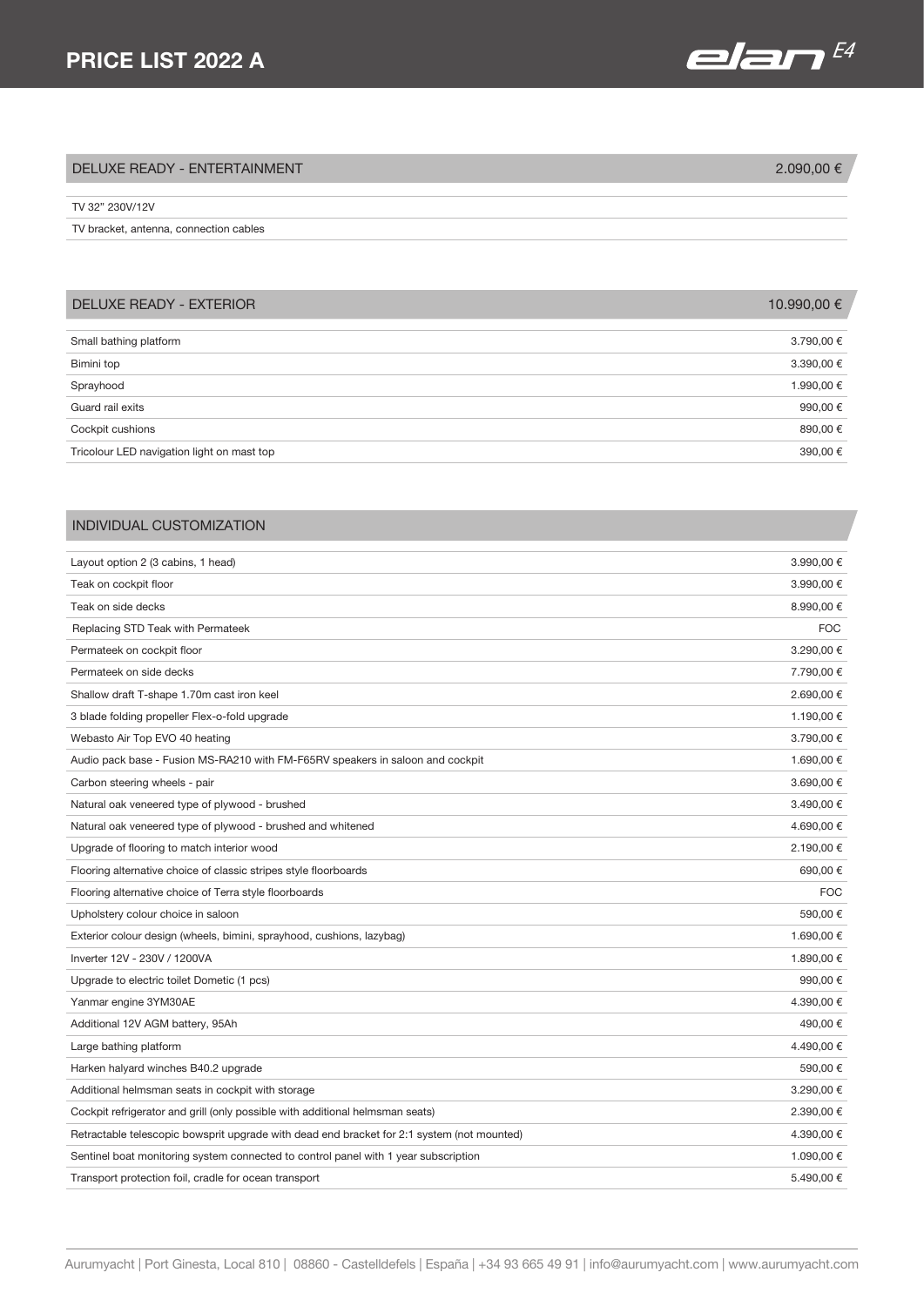| DELUXE READY - ENTERTAINMENT | 2.090,00 € |
| --- | --- |
| TV 32" 230V/12V | |
| TV bracket, antenna, connection cables | |

| DELUXE READY - EXTERIOR | 10.990,00 € |
| --- | --- |
| Small bathing platform | 3.790,00 € |
| Bimini top | 3.390,00 € |
| Sprayhood | 1.990,00 € |
| Guard rail exits | 990,00 € |
| Cockpit cushions | 890,00 € |
| Tricolour LED navigation light on mast top | 390,00 € |

| INDIVIDUAL CUSTOMIZATION | |
| --- | --- |
| Layout option 2 (3 cabins, 1 head) | 3.990,00 € |
| Teak on cockpit floor | 3.990,00 € |
| Teak on side decks | 8.990,00 € |
| Replacing STD Teak with Permateek | FOC |
| Permateek on cockpit floor | 3.290,00 € |
| Permateek on side decks | 7.790,00 € |
| Shallow draft T-shape 1.70m cast iron keel | 2.690,00 € |
| 3 blade folding propeller Flex-o-fold upgrade | 1.190,00 € |
| Webasto Air Top EVO 40 heating | 3.790,00 € |
| Audio pack base - Fusion MS-RA210 with FM-F65RV speakers in saloon and cockpit | 1.690,00 € |
| Carbon steering wheels - pair | 3.690,00 € |
| Natural oak veneered type of plywood - brushed | 3.490,00 € |
| Natural oak veneered type of plywood - brushed and whitened | 4.690,00 € |
| Upgrade of flooring to match interior wood | 2.190,00 € |
| Flooring alternative choice of classic stripes style floorboards | 690,00 € |
| Flooring alternative choice of Terra style floorboards | FOC |
| Upholstery colour choice in saloon | 590,00 € |
| Exterior colour design (wheels, bimini, sprayhood, cushions, lazybag) | 1.690,00 € |
| Inverter 12V - 230V / 1200VA | 1.890,00 € |
| Upgrade to electric toilet Dometic (1 pcs) | 990,00 € |
| Yanmar engine 3YM30AE | 4.390,00 € |
| Additional 12V AGM battery, 95Ah | 490,00 € |
| Large bathing platform | 4.490,00 € |
| Harken halyard winches B40.2 upgrade | 590,00 € |
| Additional helmsman seats in cockpit with storage | 3.290,00 € |
| Cockpit refrigerator and grill (only possible with additional helmsman seats) | 2.390,00 € |
| Retractable telescopic bowsprit upgrade with dead end bracket for 2:1 system (not mounted) | 4.390,00 € |
| Sentinel boat monitoring system connected to control panel with 1 year subscription | 1.090,00 € |
| Transport protection foil, cradle for ocean transport | 5.490,00 € |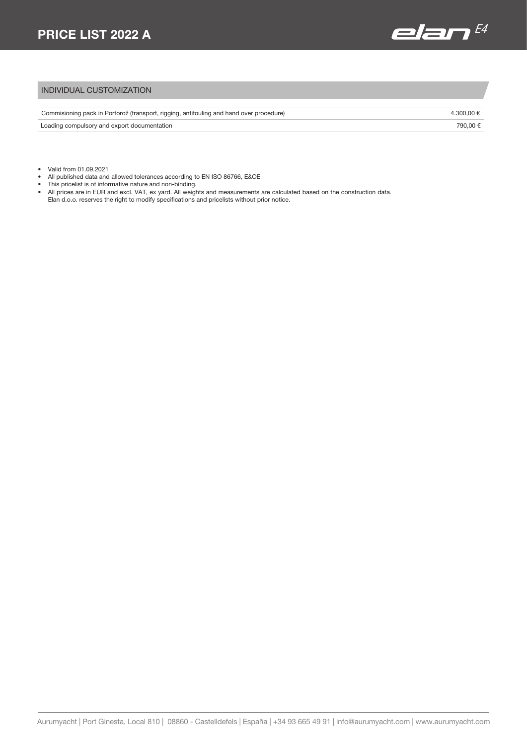## INDIVIDUAL CUSTOMIZATION

| | |
|---|---|
| Commisioning pack in Portorož (transport, rigging, antifouling and hand over procedure) | 4.300,00 € |
| Loading compulsory and export documentation | 790,00 € |

- Valid from 01.09.2021
- All published data and allowed tolerances according to EN ISO 86766, E&OE
- This pricelist is of informative nature and non-binding.
- All prices are in EUR and excl. VAT, ex yard. All weights and measurements are calculated based on the construction data. Elan d.o.o. reserves the right to modify specifications and pricelists without prior notice.